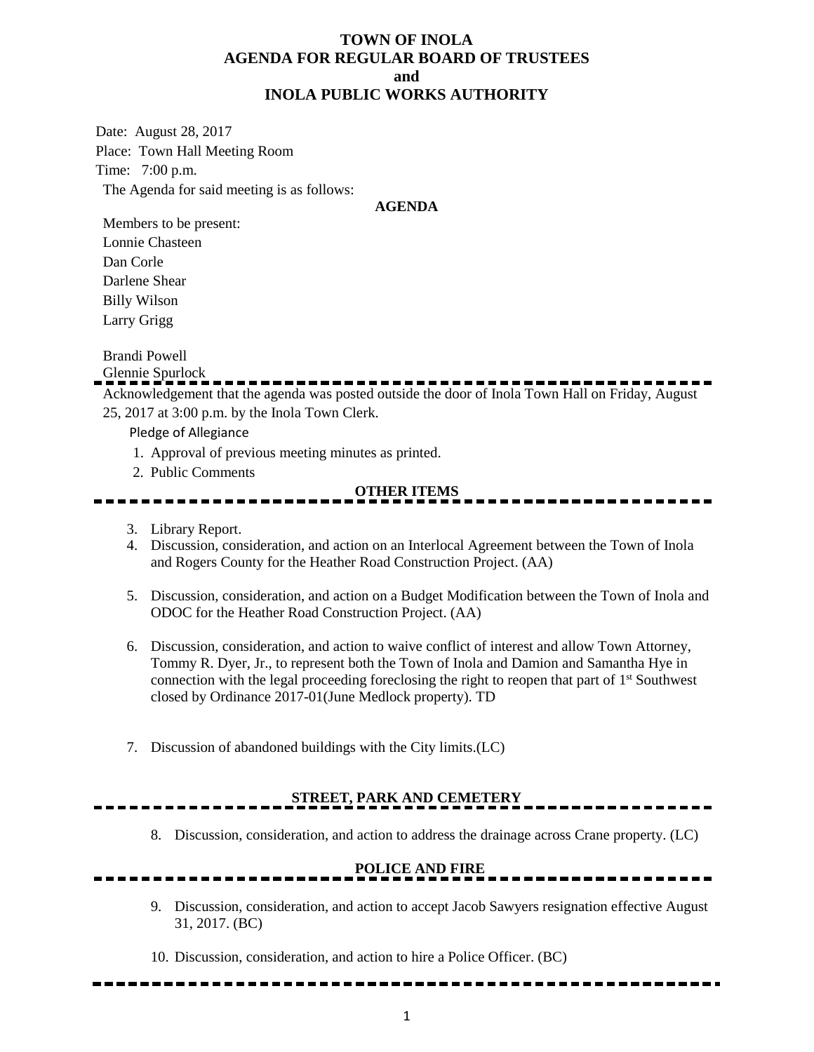# TOWN OF INOLA
# AGENDA FOR REGULAR BOARD OF TRUSTEES
# and
# INOLA PUBLIC WORKS AUTHORITY

Date: August 28, 2017

Place: Town Hall Meeting Room

Time: 7:00 p.m.

The Agenda for said meeting is as follows:

**AGENDA**

Members to be present:

Lonnie Chasteen

Dan Corle

Darlene Shear

Billy Wilson

Larry Grigg

Brandi Powell

Glennie Spurlock

---

Acknowledgement that the agenda was posted outside the door of Inola Town Hall on Friday, August 25, 2017 at 3:00 p.m. by the Inola Town Clerk.

Pledge of Allegiance

1. Approval of previous meeting minutes as printed.
2. Public Comments

**OTHER ITEMS**

3. Library Report.
4. Discussion, consideration, and action on an Interlocal Agreement between the Town of Inola and Rogers County for the Heather Road Construction Project. (AA)
5. Discussion, consideration, and action on a Budget Modification between the Town of Inola and ODOC for the Heather Road Construction Project. (AA)
6. Discussion, consideration, and action to waive conflict of interest and allow Town Attorney, Tommy R. Dyer, Jr., to represent both the Town of Inola and Damion and Samantha Hye in connection with the legal proceeding foreclosing the right to reopen that part of 1st Southwest closed by Ordinance 2017-01(June Medlock property). TD
7. Discussion of abandoned buildings with the City limits.(LC)

**STREET, PARK AND CEMETERY**

8. Discussion, consideration, and action to address the drainage across Crane property. (LC)

**POLICE AND FIRE**

9. Discussion, consideration, and action to accept Jacob Sawyers resignation effective August 31, 2017. (BC)
10. Discussion, consideration, and action to hire a Police Officer. (BC)

---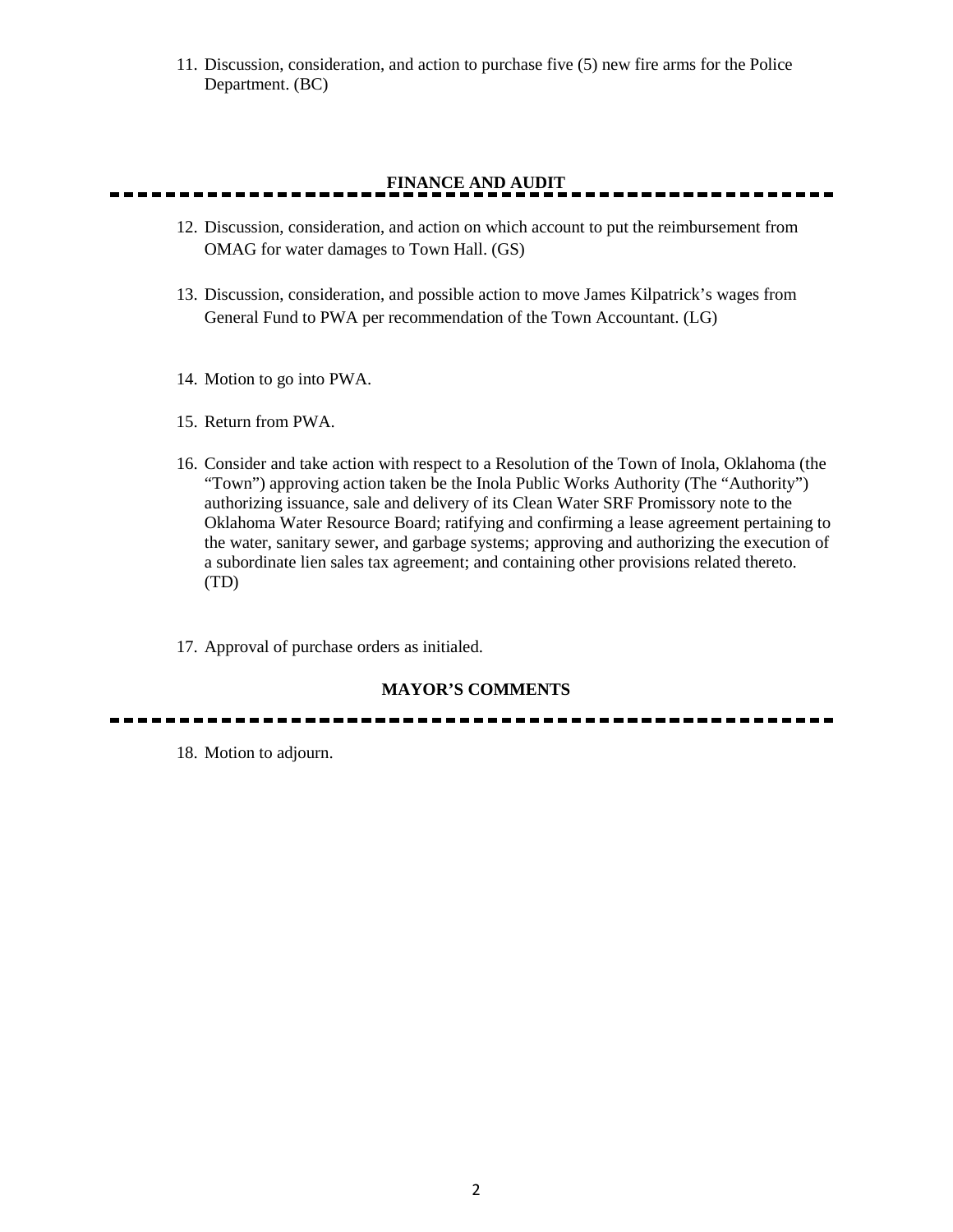11. Discussion, consideration, and action to purchase five (5) new fire arms for the Police Department. (BC)

## FINANCE AND AUDIT

12. Discussion, consideration, and action on which account to put the reimbursement from OMAG for water damages to Town Hall. (GS)

13. Discussion, consideration, and possible action to move James Kilpatrick's wages from General Fund to PWA per recommendation of the Town Accountant. (LG)

14. Motion to go into PWA.

15. Return from PWA.

16. Consider and take action with respect to a Resolution of the Town of Inola, Oklahoma (the "Town") approving action taken be the Inola Public Works Authority (The "Authority") authorizing issuance, sale and delivery of its Clean Water SRF Promissory note to the Oklahoma Water Resource Board; ratifying and confirming a lease agreement pertaining to the water, sanitary sewer, and garbage systems; approving and authorizing the execution of a subordinate lien sales tax agreement; and containing other provisions related thereto. (TD)

17. Approval of purchase orders as initialed.

## MAYOR'S COMMENTS

18. Motion to adjourn.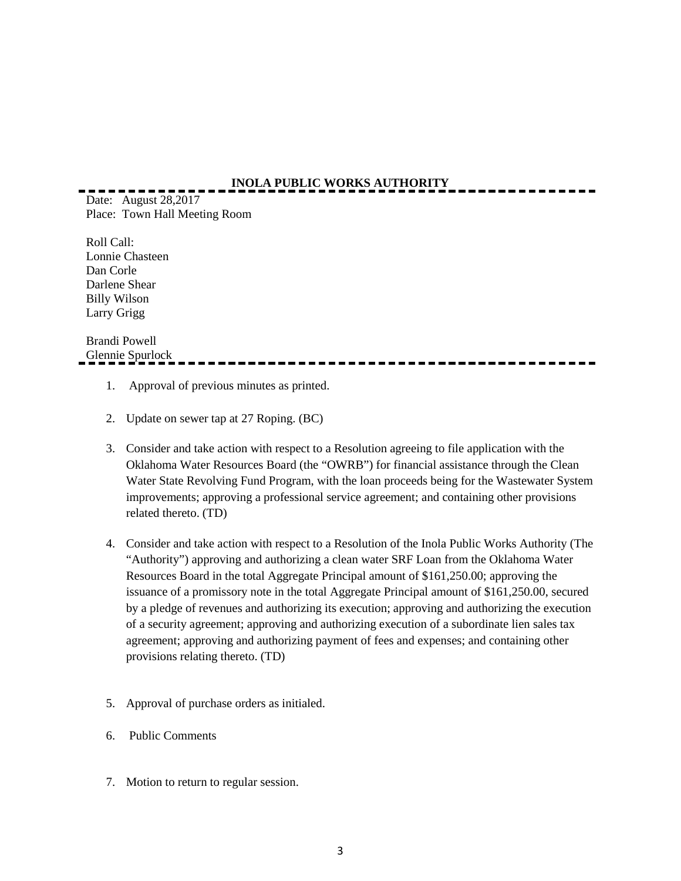**INOLA PUBLIC WORKS AUTHORITY**

Date: August 28,2017
Place: Town Hall Meeting Room

Roll Call:
Lonnie Chasteen
Dan Corle
Darlene Shear
Billy Wilson
Larry Grigg

Brandi Powell
Glennie Spurlock

1. Approval of previous minutes as printed.

2. Update on sewer tap at 27 Roping. (BC)

3. Consider and take action with respect to a Resolution agreeing to file application with the Oklahoma Water Resources Board (the "OWRB") for financial assistance through the Clean Water State Revolving Fund Program, with the loan proceeds being for the Wastewater System improvements; approving a professional service agreement; and containing other provisions related thereto. (TD)

4. Consider and take action with respect to a Resolution of the Inola Public Works Authority (The "Authority") approving and authorizing a clean water SRF Loan from the Oklahoma Water Resources Board in the total Aggregate Principal amount of $161,250.00; approving the issuance of a promissory note in the total Aggregate Principal amount of $161,250.00, secured by a pledge of revenues and authorizing its execution; approving and authorizing the execution of a security agreement; approving and authorizing execution of a subordinate lien sales tax agreement; approving and authorizing payment of fees and expenses; and containing other provisions relating thereto. (TD)

5. Approval of purchase orders as initialed.

6. Public Comments

7. Motion to return to regular session.